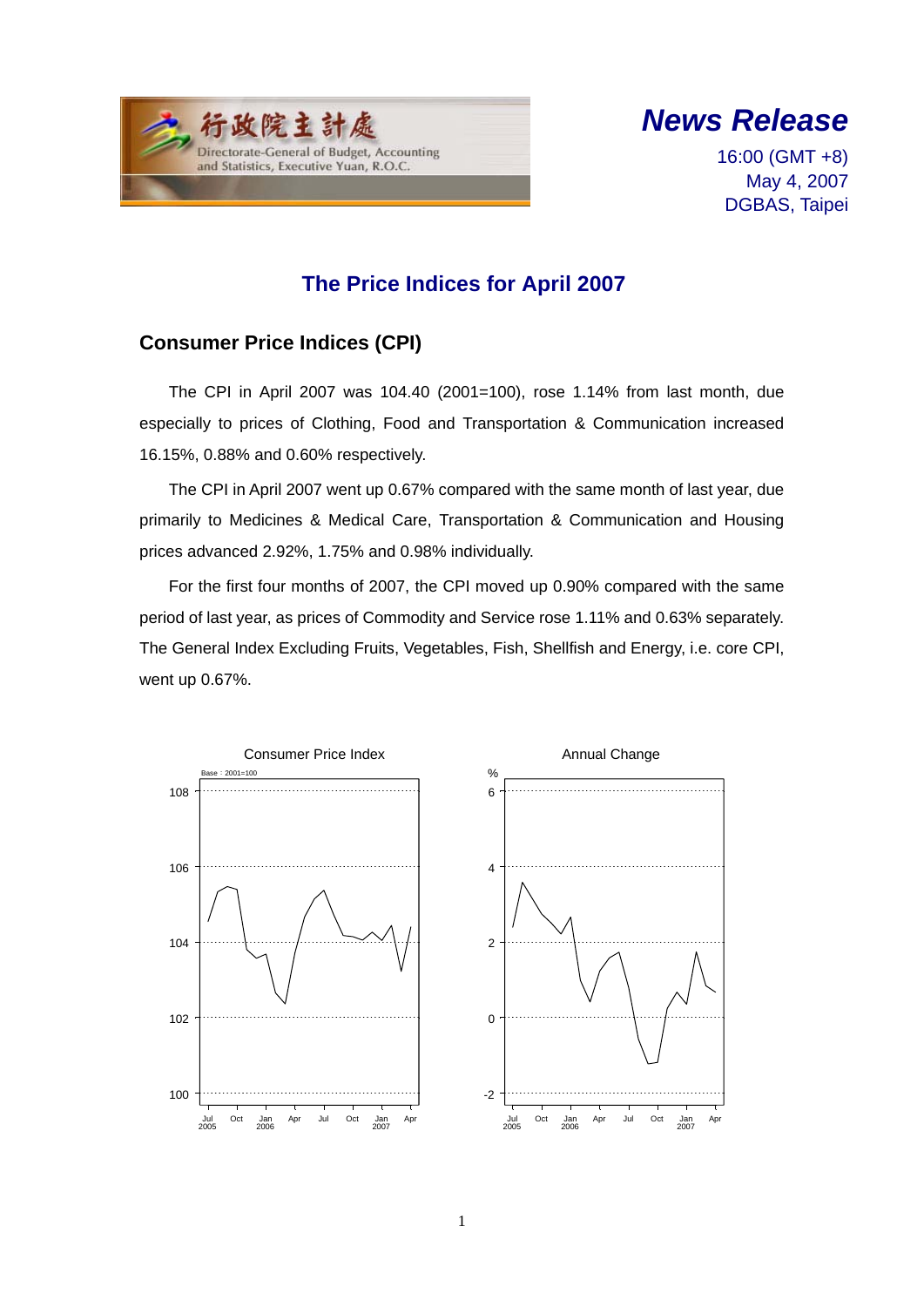行政院主計處

Directorate-General of Budget, Accounting and Statistics, Executive Yuan, R.O.C.

***News Release***

16:00 (GMT +8)
May 4, 2007
DGBAS, Taipei

# The Price Indices for April 2007

## Consumer Price Indices (CPI)

The CPI in April 2007 was 104.40 (2001=100), rose 1.14% from last month, due especially to prices of Clothing, Food and Transportation & Communication increased 16.15%, 0.88% and 0.60% respectively.

The CPI in April 2007 went up 0.67% compared with the same month of last year, due primarily to Medicines & Medical Care, Transportation & Communication and Housing prices advanced 2.92%, 1.75% and 0.98% individually.

For the first four months of 2007, the CPI moved up 0.90% compared with the same period of last year, as prices of Commodity and Service rose 1.11% and 0.63% separately. The General Index Excluding Fruits, Vegetables, Fish, Shellfish and Energy, i.e. core CPI, went up 0.67%.

Consumer Price Index

Annual Change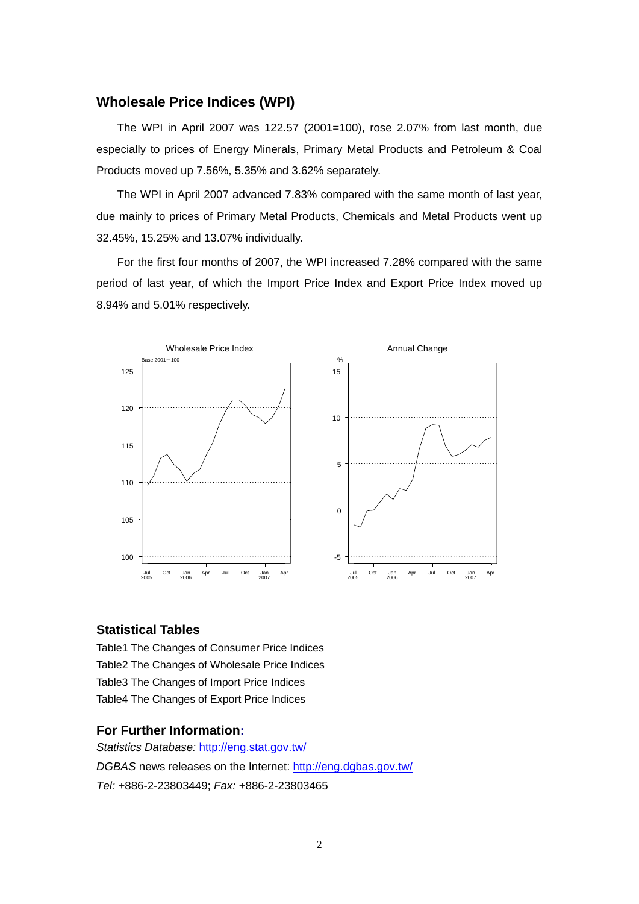## Wholesale Price Indices (WPI)

The WPI in April 2007 was 122.57 (2001=100), rose 2.07% from last month, due especially to prices of Energy Minerals, Primary Metal Products and Petroleum & Coal Products moved up 7.56%, 5.35% and 3.62% separately.

The WPI in April 2007 advanced 7.83% compared with the same month of last year, due mainly to prices of Primary Metal Products, Chemicals and Metal Products went up 32.45%, 15.25% and 13.07% individually.

For the first four months of 2007, the WPI increased 7.28% compared with the same period of last year, of which the Import Price Index and Export Price Index moved up 8.94% and 5.01% respectively.

## Statistical Tables

Table1 The Changes of Consumer Price Indices
Table2 The Changes of Wholesale Price Indices
Table3 The Changes of Import Price Indices
Table4 The Changes of Export Price Indices

## For Further Information:

*Statistics Database:* http://eng.stat.gov.tw/
*DGBAS* news releases on the Internet: http://eng.dgbas.gov.tw/
*Tel:* +886-2-23803449; *Fax:* +886-2-23803465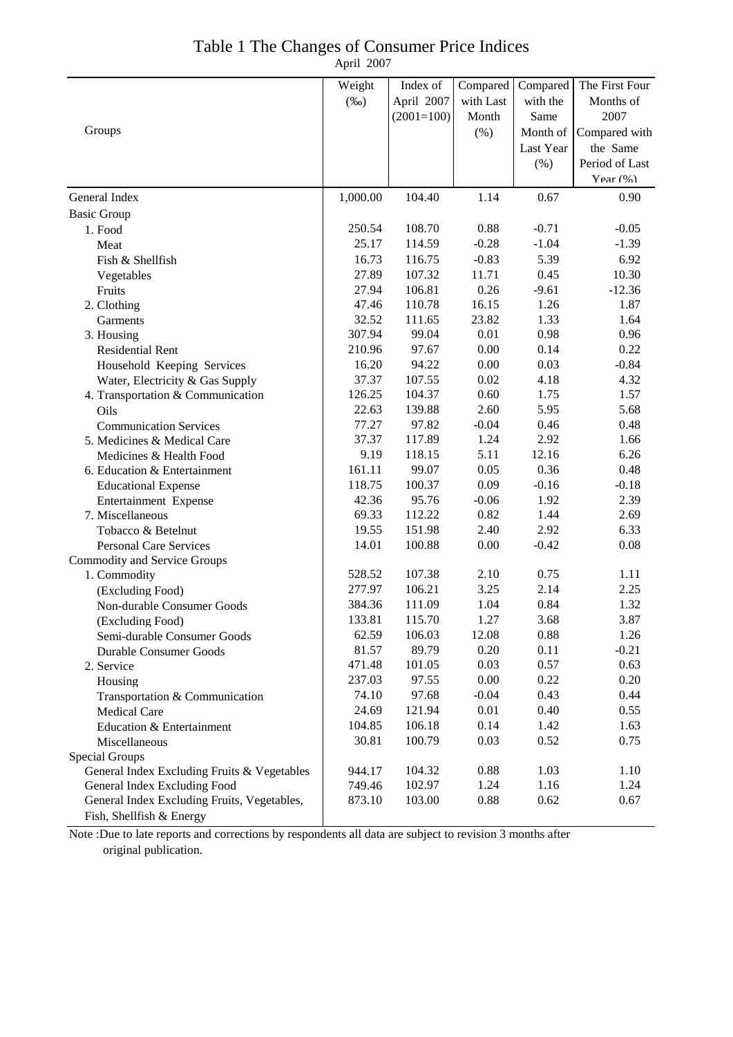# Table 1 The Changes of Consumer Price Indices

April 2007

| Groups | Weight (‰) | Index of April 2007 (2001=100) | Compared with Last Month (%) | Compared with the Same Month of Last Year (%) | The First Four Months of 2007 Compared with the Same Period of Last Year (%) |
|---|---|---|---|---|---|
| General Index | 1,000.00 | 104.40 | 1.14 | 0.67 | 0.90 |
| Basic Group | | | | | |
| 1. Food | 250.54 | 108.70 | 0.88 | -0.71 | -0.05 |
| Meat | 25.17 | 114.59 | -0.28 | -1.04 | -1.39 |
| Fish & Shellfish | 16.73 | 116.75 | -0.83 | 5.39 | 6.92 |
| Vegetables | 27.89 | 107.32 | 11.71 | 0.45 | 10.30 |
| Fruits | 27.94 | 106.81 | 0.26 | -9.61 | -12.36 |
| 2. Clothing | 47.46 | 110.78 | 16.15 | 1.26 | 1.87 |
| Garments | 32.52 | 111.65 | 23.82 | 1.33 | 1.64 |
| 3. Housing | 307.94 | 99.04 | 0.01 | 0.98 | 0.96 |
| Residential Rent | 210.96 | 97.67 | 0.00 | 0.14 | 0.22 |
| Household Keeping Services | 16.20 | 94.22 | 0.00 | 0.03 | -0.84 |
| Water, Electricity & Gas Supply | 37.37 | 107.55 | 0.02 | 4.18 | 4.32 |
| 4. Transportation & Communication | 126.25 | 104.37 | 0.60 | 1.75 | 1.57 |
| Oils | 22.63 | 139.88 | 2.60 | 5.95 | 5.68 |
| Communication Services | 77.27 | 97.82 | -0.04 | 0.46 | 0.48 |
| 5. Medicines & Medical Care | 37.37 | 117.89 | 1.24 | 2.92 | 1.66 |
| Medicines & Health Food | 9.19 | 118.15 | 5.11 | 12.16 | 6.26 |
| 6. Education & Entertainment | 161.11 | 99.07 | 0.05 | 0.36 | 0.48 |
| Educational Expense | 118.75 | 100.37 | 0.09 | -0.16 | -0.18 |
| Entertainment Expense | 42.36 | 95.76 | -0.06 | 1.92 | 2.39 |
| 7. Miscellaneous | 69.33 | 112.22 | 0.82 | 1.44 | 2.69 |
| Tobacco & Betelnut | 19.55 | 151.98 | 2.40 | 2.92 | 6.33 |
| Personal Care Services | 14.01 | 100.88 | 0.00 | -0.42 | 0.08 |
| Commodity and Service Groups | | | | | |
| 1. Commodity | 528.52 | 107.38 | 2.10 | 0.75 | 1.11 |
| (Excluding Food) | 277.97 | 106.21 | 3.25 | 2.14 | 2.25 |
| Non-durable Consumer Goods | 384.36 | 111.09 | 1.04 | 0.84 | 1.32 |
| (Excluding Food) | 133.81 | 115.70 | 1.27 | 3.68 | 3.87 |
| Semi-durable Consumer Goods | 62.59 | 106.03 | 12.08 | 0.88 | 1.26 |
| Durable Consumer Goods | 81.57 | 89.79 | 0.20 | 0.11 | -0.21 |
| 2. Service | 471.48 | 101.05 | 0.03 | 0.57 | 0.63 |
| Housing | 237.03 | 97.55 | 0.00 | 0.22 | 0.20 |
| Transportation & Communication | 74.10 | 97.68 | -0.04 | 0.43 | 0.44 |
| Medical Care | 24.69 | 121.94 | 0.01 | 0.40 | 0.55 |
| Education & Entertainment | 104.85 | 106.18 | 0.14 | 1.42 | 1.63 |
| Miscellaneous | 30.81 | 100.79 | 0.03 | 0.52 | 0.75 |
| Special Groups | | | | | |
| General Index Excluding Fruits & Vegetables | 944.17 | 104.32 | 0.88 | 1.03 | 1.10 |
| General Index Excluding Food | 749.46 | 102.97 | 1.24 | 1.16 | 1.24 |
| General Index Excluding Fruits, Vegetables, Fish, Shellfish & Energy | 873.10 | 103.00 | 0.88 | 0.62 | 0.67 |

Note :Due to late reports and corrections by respondents all data are subject to revision 3 months after original publication.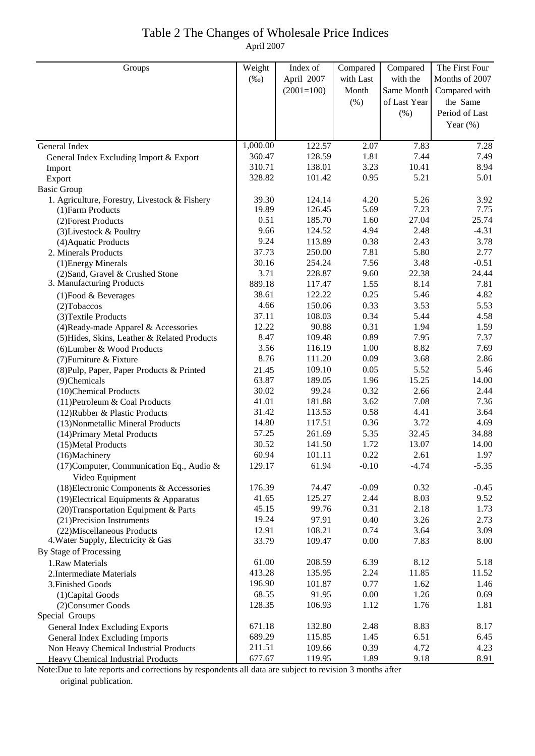# Table 2 The Changes of Wholesale Price Indices

April 2007

| Groups | Weight (‰) | Index of April 2007 (2001=100) | Compared with Last Month (%) | Compared with the Same Month of Last Year (%) | The First Four Months of 2007 Compared with the Same Period of Last Year (%) |
|---|---|---|---|---|---|
| General Index | 1,000.00 | 122.57 | 2.07 | 7.83 | 7.28 |
| General Index Excluding Import & Export | 360.47 | 128.59 | 1.81 | 7.44 | 7.49 |
| Import | 310.71 | 138.01 | 3.23 | 10.41 | 8.94 |
| Export | 328.82 | 101.42 | 0.95 | 5.21 | 5.01 |
| Basic Group | | | | | |
| 1. Agriculture, Forestry, Livestock & Fishery | 39.30 | 124.14 | 4.20 | 5.26 | 3.92 |
| (1)Farm Products | 19.89 | 126.45 | 5.69 | 7.23 | 7.75 |
| (2)Forest Products | 0.51 | 185.70 | 1.60 | 27.04 | 25.74 |
| (3)Livestock & Poultry | 9.66 | 124.52 | 4.94 | 2.48 | -4.31 |
| (4)Aquatic Products | 9.24 | 113.89 | 0.38 | 2.43 | 3.78 |
| 2. Minerals Products | 37.73 | 250.00 | 7.81 | 5.80 | 2.77 |
| (1)Energy Minerals | 30.16 | 254.24 | 7.56 | 3.48 | -0.51 |
| (2)Sand, Gravel & Crushed Stone | 3.71 | 228.87 | 9.60 | 22.38 | 24.44 |
| 3. Manufacturing Products | 889.18 | 117.47 | 1.55 | 8.14 | 7.81 |
| (1)Food & Beverages | 38.61 | 122.22 | 0.25 | 5.46 | 4.82 |
| (2)Tobaccos | 4.66 | 150.06 | 0.33 | 3.53 | 5.53 |
| (3)Textile Products | 37.11 | 108.03 | 0.34 | 5.44 | 4.58 |
| (4)Ready-made Apparel & Accessories | 12.22 | 90.88 | 0.31 | 1.94 | 1.59 |
| (5)Hides, Skins, Leather & Related Products | 8.47 | 109.48 | 0.89 | 7.95 | 7.37 |
| (6)Lumber & Wood Products | 3.56 | 116.19 | 1.00 | 8.82 | 7.69 |
| (7)Furniture & Fixture | 8.76 | 111.20 | 0.09 | 3.68 | 2.86 |
| (8)Pulp, Paper, Paper Products & Printed | 21.45 | 109.10 | 0.05 | 5.52 | 5.46 |
| (9)Chemicals | 63.87 | 189.05 | 1.96 | 15.25 | 14.00 |
| (10)Chemical Products | 30.02 | 99.24 | 0.32 | 2.66 | 2.44 |
| (11)Petroleum & Coal Products | 41.01 | 181.88 | 3.62 | 7.08 | 7.36 |
| (12)Rubber & Plastic Products | 31.42 | 113.53 | 0.58 | 4.41 | 3.64 |
| (13)Nonmetallic Mineral Products | 14.80 | 117.51 | 0.36 | 3.72 | 4.69 |
| (14)Primary Metal Products | 57.25 | 261.69 | 5.35 | 32.45 | 34.88 |
| (15)Metal Products | 30.52 | 141.50 | 1.72 | 13.07 | 14.00 |
| (16)Machinery | 60.94 | 101.11 | 0.22 | 2.61 | 1.97 |
| (17)Computer, Communication Eq., Audio & Video Equipment | 129.17 | 61.94 | -0.10 | -4.74 | -5.35 |
| (18)Electronic Components & Accessories | 176.39 | 74.47 | -0.09 | 0.32 | -0.45 |
| (19)Electrical Equipments & Apparatus | 41.65 | 125.27 | 2.44 | 8.03 | 9.52 |
| (20)Transportation Equipment & Parts | 45.15 | 99.76 | 0.31 | 2.18 | 1.73 |
| (21)Precision Instruments | 19.24 | 97.91 | 0.40 | 3.26 | 2.73 |
| (22)Miscellaneous Products | 12.91 | 108.21 | 0.74 | 3.64 | 3.09 |
| 4.Water Supply, Electricity & Gas | 33.79 | 109.47 | 0.00 | 7.83 | 8.00 |
| By Stage of Processing | | | | | |
| 1.Raw Materials | 61.00 | 208.59 | 6.39 | 8.12 | 5.18 |
| 2.Intermediate Materials | 413.28 | 135.95 | 2.24 | 11.85 | 11.52 |
| 3.Finished Goods | 196.90 | 101.87 | 0.77 | 1.62 | 1.46 |
| (1)Capital Goods | 68.55 | 91.95 | 0.00 | 1.26 | 0.69 |
| (2)Consumer Goods | 128.35 | 106.93 | 1.12 | 1.76 | 1.81 |
| Special Groups | | | | | |
| General Index Excluding Exports | 671.18 | 132.80 | 2.48 | 8.83 | 8.17 |
| General Index Excluding Imports | 689.29 | 115.85 | 1.45 | 6.51 | 6.45 |
| Non Heavy Chemical Industrial Products | 211.51 | 109.66 | 0.39 | 4.72 | 4.23 |
| Heavy Chemical Industrial Products | 677.67 | 119.95 | 1.89 | 9.18 | 8.91 |

Note:Due to late reports and corrections by respondents all data are subject to revision 3 months after original publication.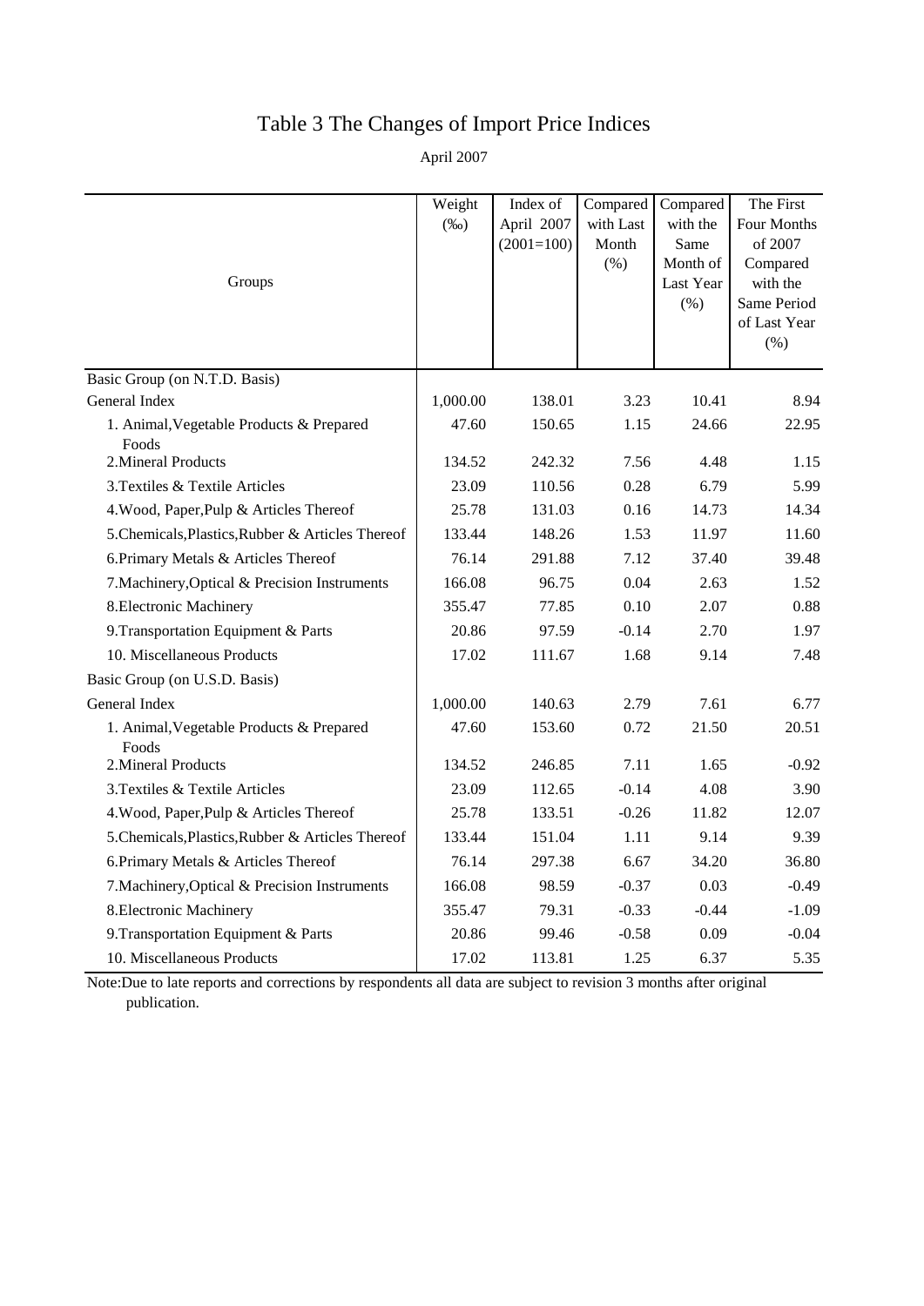# Table 3 The Changes of Import Price Indices

April 2007

| Groups | Weight (‰) | Index of April 2007 (2001=100) | Compared with Last Month (%) | Compared with the Same Month of Last Year (%) | The First Four Months of 2007 Compared with the Same Period of Last Year (%) |
|---|---|---|---|---|---|
| Basic Group (on N.T.D. Basis) | | | | | |
| General Index | 1,000.00 | 138.01 | 3.23 | 10.41 | 8.94 |
| 1. Animal,Vegetable Products & Prepared Foods | 47.60 | 150.65 | 1.15 | 24.66 | 22.95 |
| 2.Mineral Products | 134.52 | 242.32 | 7.56 | 4.48 | 1.15 |
| 3.Textiles & Textile Articles | 23.09 | 110.56 | 0.28 | 6.79 | 5.99 |
| 4.Wood, Paper,Pulp & Articles Thereof | 25.78 | 131.03 | 0.16 | 14.73 | 14.34 |
| 5.Chemicals,Plastics,Rubber & Articles Thereof | 133.44 | 148.26 | 1.53 | 11.97 | 11.60 |
| 6.Primary Metals & Articles Thereof | 76.14 | 291.88 | 7.12 | 37.40 | 39.48 |
| 7.Machinery,Optical & Precision Instruments | 166.08 | 96.75 | 0.04 | 2.63 | 1.52 |
| 8.Electronic Machinery | 355.47 | 77.85 | 0.10 | 2.07 | 0.88 |
| 9.Transportation Equipment & Parts | 20.86 | 97.59 | -0.14 | 2.70 | 1.97 |
| 10. Miscellaneous Products | 17.02 | 111.67 | 1.68 | 9.14 | 7.48 |
| Basic Group (on U.S.D. Basis) | | | | | |
| General Index | 1,000.00 | 140.63 | 2.79 | 7.61 | 6.77 |
| 1. Animal,Vegetable Products & Prepared Foods | 47.60 | 153.60 | 0.72 | 21.50 | 20.51 |
| 2.Mineral Products | 134.52 | 246.85 | 7.11 | 1.65 | -0.92 |
| 3.Textiles & Textile Articles | 23.09 | 112.65 | -0.14 | 4.08 | 3.90 |
| 4.Wood, Paper,Pulp & Articles Thereof | 25.78 | 133.51 | -0.26 | 11.82 | 12.07 |
| 5.Chemicals,Plastics,Rubber & Articles Thereof | 133.44 | 151.04 | 1.11 | 9.14 | 9.39 |
| 6.Primary Metals & Articles Thereof | 76.14 | 297.38 | 6.67 | 34.20 | 36.80 |
| 7.Machinery,Optical & Precision Instruments | 166.08 | 98.59 | -0.37 | 0.03 | -0.49 |
| 8.Electronic Machinery | 355.47 | 79.31 | -0.33 | -0.44 | -1.09 |
| 9.Transportation Equipment & Parts | 20.86 | 99.46 | -0.58 | 0.09 | -0.04 |
| 10. Miscellaneous Products | 17.02 | 113.81 | 1.25 | 6.37 | 5.35 |

Note:Due to late reports and corrections by respondents all data are subject to revision 3 months after original publication.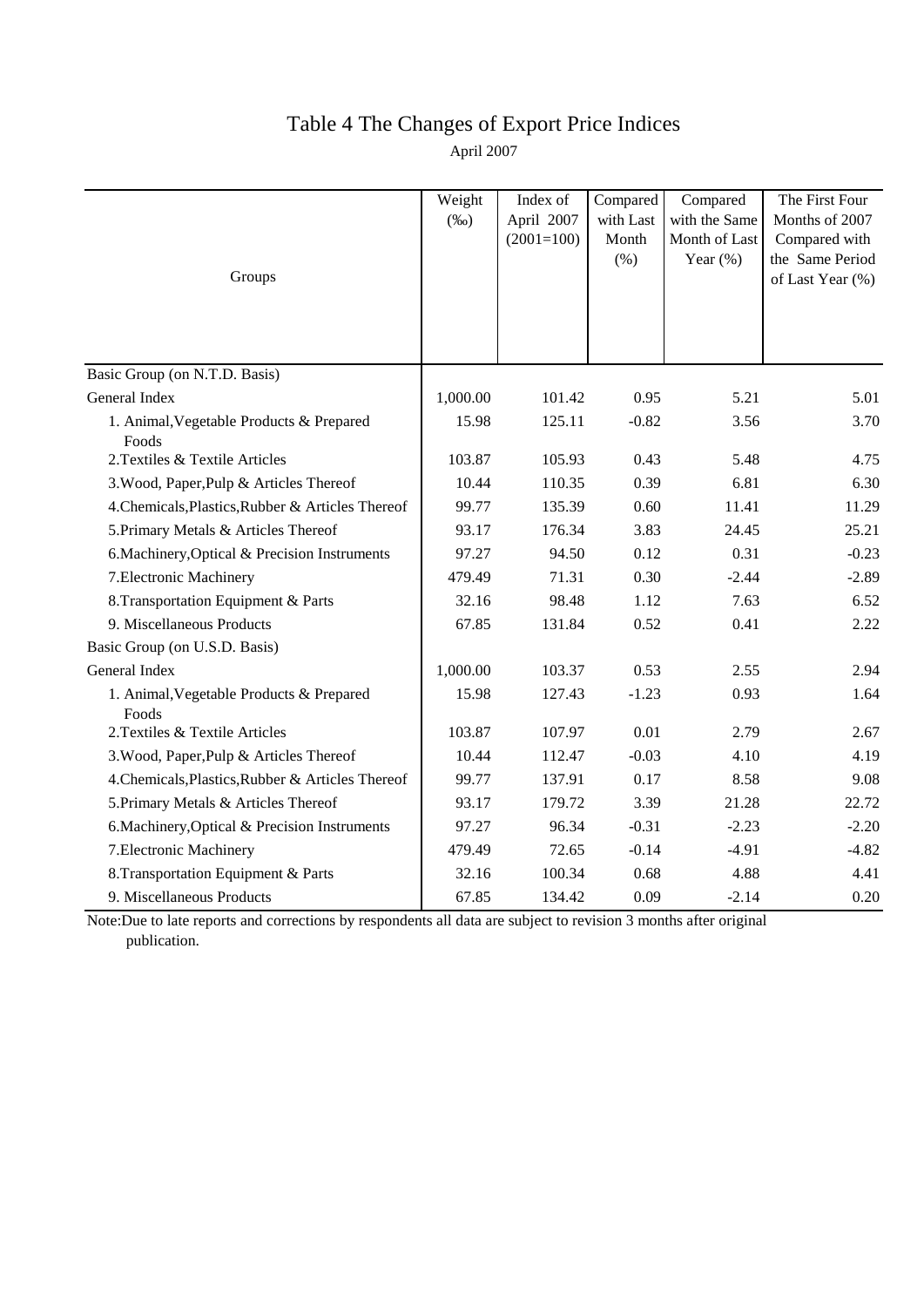# Table 4 The Changes of Export Price Indices

April 2007

| Groups | Weight (‰) | Index of April 2007 (2001=100) | Compared with Last Month (%) | Compared with the Same Month of Last Year (%) | The First Four Months of 2007 Compared with the Same Period of Last Year (%) |
|---|---|---|---|---|---|
| Basic Group (on N.T.D. Basis) | | | | | |
| General Index | 1,000.00 | 101.42 | 0.95 | 5.21 | 5.01 |
| 1. Animal,Vegetable Products & Prepared Foods | 15.98 | 125.11 | -0.82 | 3.56 | 3.70 |
| 2.Textiles & Textile Articles | 103.87 | 105.93 | 0.43 | 5.48 | 4.75 |
| 3.Wood, Paper,Pulp & Articles Thereof | 10.44 | 110.35 | 0.39 | 6.81 | 6.30 |
| 4.Chemicals,Plastics,Rubber & Articles Thereof | 99.77 | 135.39 | 0.60 | 11.41 | 11.29 |
| 5.Primary Metals & Articles Thereof | 93.17 | 176.34 | 3.83 | 24.45 | 25.21 |
| 6.Machinery,Optical & Precision Instruments | 97.27 | 94.50 | 0.12 | 0.31 | -0.23 |
| 7.Electronic Machinery | 479.49 | 71.31 | 0.30 | -2.44 | -2.89 |
| 8.Transportation Equipment & Parts | 32.16 | 98.48 | 1.12 | 7.63 | 6.52 |
| 9. Miscellaneous Products | 67.85 | 131.84 | 0.52 | 0.41 | 2.22 |
| Basic Group (on U.S.D. Basis) | | | | | |
| General Index | 1,000.00 | 103.37 | 0.53 | 2.55 | 2.94 |
| 1. Animal,Vegetable Products & Prepared Foods | 15.98 | 127.43 | -1.23 | 0.93 | 1.64 |
| 2.Textiles & Textile Articles | 103.87 | 107.97 | 0.01 | 2.79 | 2.67 |
| 3.Wood, Paper,Pulp & Articles Thereof | 10.44 | 112.47 | -0.03 | 4.10 | 4.19 |
| 4.Chemicals,Plastics,Rubber & Articles Thereof | 99.77 | 137.91 | 0.17 | 8.58 | 9.08 |
| 5.Primary Metals & Articles Thereof | 93.17 | 179.72 | 3.39 | 21.28 | 22.72 |
| 6.Machinery,Optical & Precision Instruments | 97.27 | 96.34 | -0.31 | -2.23 | -2.20 |
| 7.Electronic Machinery | 479.49 | 72.65 | -0.14 | -4.91 | -4.82 |
| 8.Transportation Equipment & Parts | 32.16 | 100.34 | 0.68 | 4.88 | 4.41 |
| 9. Miscellaneous Products | 67.85 | 134.42 | 0.09 | -2.14 | 0.20 |

Note:Due to late reports and corrections by respondents all data are subject to revision 3 months after original publication.